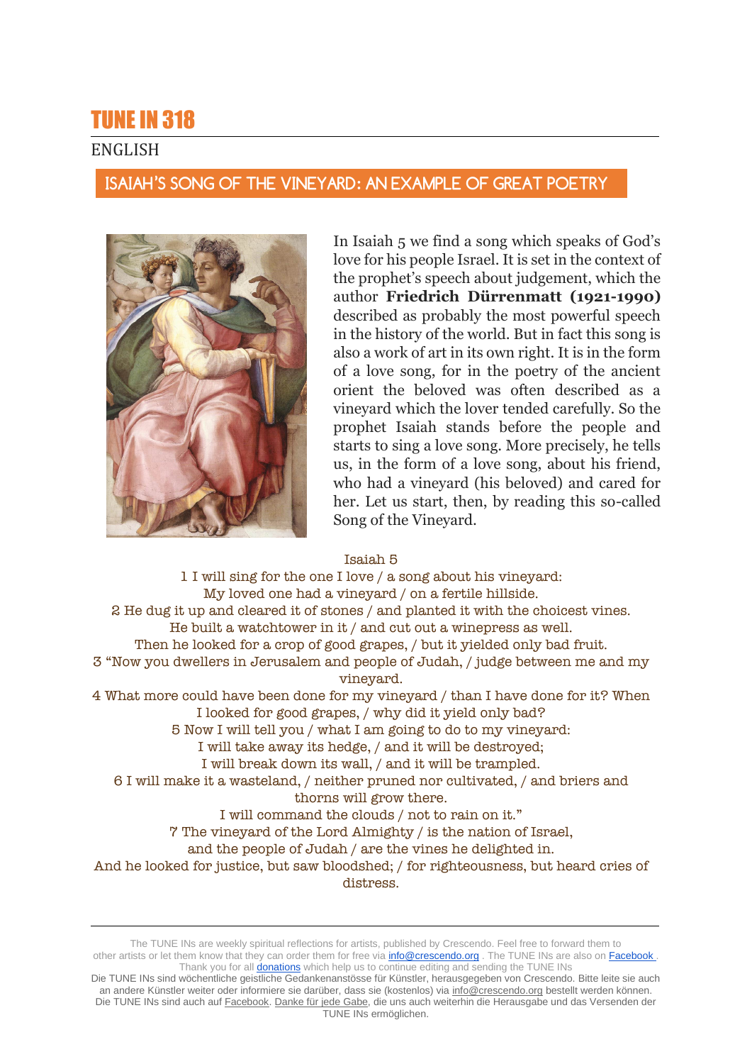# TUNE IN 318

ENGLISH

## ISAIAH'S SONG OF THE VINEYARD: AN EXAMPLE OF GREAT POETRY

In Isaiah 5 we find a song which speaks of God's love for his people Israel. It is set in the context of the prophet's speech about judgement, which the author **Friedrich Dürrenmatt (1921-1990)** described as probably the most powerful speech in the history of the world. But in fact this song is also a work of art in its own right. It is in the form of a love song, for in the poetry of the ancient orient the beloved was often described as a vineyard which the lover tended carefully. So the prophet Isaiah stands before the people and starts to sing a love song. More precisely, he tells us, in the form of a love song, about his friend, who had a vineyard (his beloved) and cared for her. Let us start, then, by reading this so-called Song of the Vineyard.

Isaiah 5

1 I will sing for the one I love / a song about his vineyard:
My loved one had a vineyard / on a fertile hillside.
2 He dug it up and cleared it of stones / and planted it with the choicest vines.
He built a watchtower in it / and cut out a winepress as well.
Then he looked for a crop of good grapes, / but it yielded only bad fruit.
3 "Now you dwellers in Jerusalem and people of Judah, / judge between me and my vineyard.
4 What more could have been done for my vineyard / than I have done for it? When I looked for good grapes, / why did it yield only bad?
5 Now I will tell you / what I am going to do to my vineyard:
I will take away its hedge, / and it will be destroyed;
I will break down its wall, / and it will be trampled.
6 I will make it a wasteland, / neither pruned nor cultivated, / and briers and thorns will grow there.
I will command the clouds / not to rain on it."
7 The vineyard of the Lord Almighty / is the nation of Israel,
and the people of Judah / are the vines he delighted in.
And he looked for justice, but saw bloodshed; / for righteousness, but heard cries of distress.

---

The TUNE INs are weekly spiritual reflections for artists, published by Crescendo. Feel free to forward them to other artists or let them know that they can order them for free via info@crescendo.org . The TUNE INs are also on Facebook . Thank you for all donations which help us to continue editing and sending the TUNE INs

Die TUNE INs sind wöchentliche geistliche Gedankenanstösse für Künstler, herausgegeben von Crescendo. Bitte leite sie auch an andere Künstler weiter oder informiere sie darüber, dass sie (kostenlos) via info@crescendo.org bestellt werden können. Die TUNE INs sind auch auf Facebook. Danke für jede Gabe, die uns auch weiterhin die Herausgabe und das Versenden der TUNE INs ermöglichen.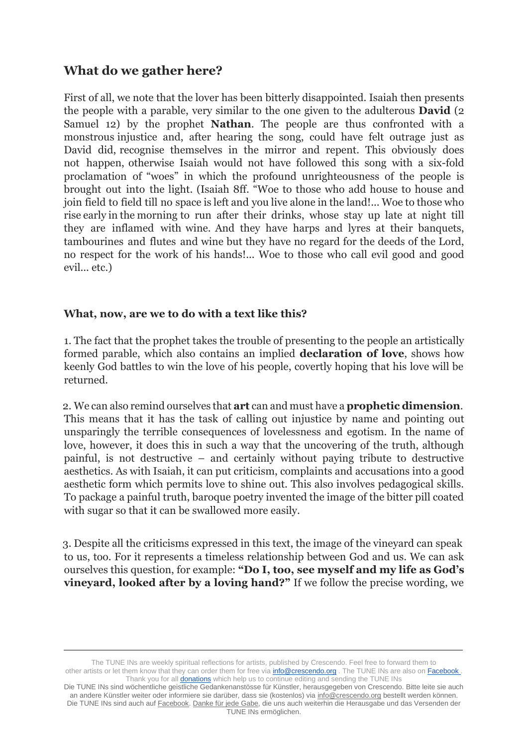## What do we gather here?

First of all, we note that the lover has been bitterly disappointed. Isaiah then presents the people with a parable, very similar to the one given to the adulterous **David** (2 Samuel 12) by the prophet **Nathan**. The people are thus confronted with a monstrous injustice and, after hearing the song, could have felt outrage just as David did, recognise themselves in the mirror and repent. This obviously does not happen, otherwise Isaiah would not have followed this song with a six-fold proclamation of "woes" in which the profound unrighteousness of the people is brought out into the light. (Isaiah 8ff. "Woe to those who add house to house and join field to field till no space is left and you live alone in the land!... Woe to those who rise early in the morning to run after their drinks, whose stay up late at night till they are inflamed with wine. And they have harps and lyres at their banquets, tambourines and flutes and wine but they have no regard for the deeds of the Lord, no respect for the work of his hands!... Woe to those who call evil good and good evil... etc.)

### What, now, are we to do with a text like this?

1. The fact that the prophet takes the trouble of presenting to the people an artistically formed parable, which also contains an implied **declaration of love**, shows how keenly God battles to win the love of his people, covertly hoping that his love will be returned.

2. We can also remind ourselves that **art** can and must have a **prophetic dimension**. This means that it has the task of calling out injustice by name and pointing out unsparingly the terrible consequences of lovelessness and egotism. In the name of love, however, it does this in such a way that the uncovering of the truth, although painful, is not destructive – and certainly without paying tribute to destructive aesthetics. As with Isaiah, it can put criticism, complaints and accusations into a good aesthetic form which permits love to shine out. This also involves pedagogical skills. To package a painful truth, baroque poetry invented the image of the bitter pill coated with sugar so that it can be swallowed more easily.

3. Despite all the criticisms expressed in this text, the image of the vineyard can speak to us, too. For it represents a timeless relationship between God and us. We can ask ourselves this question, for example: **"Do I, too, see myself and my life as God's vineyard, looked after by a loving hand?"** If we follow the precise wording, we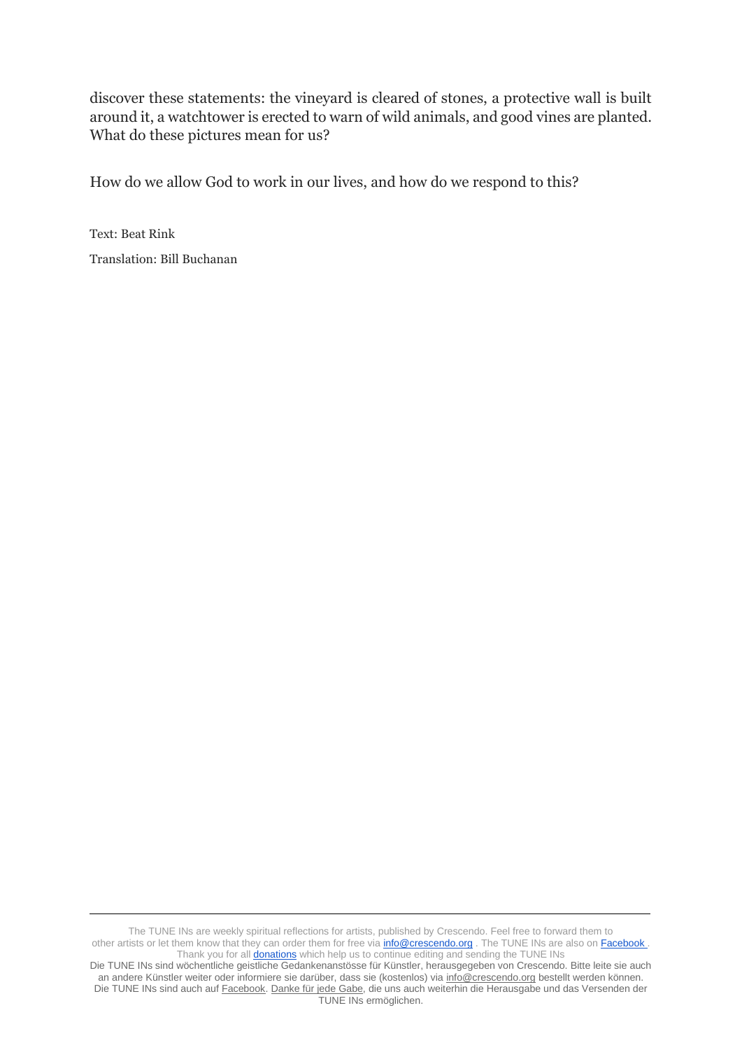discover these statements: the vineyard is cleared of stones, a protective wall is built around it, a watchtower is erected to warn of wild animals, and good vines are planted. What do these pictures mean for us?

How do we allow God to work in our lives, and how do we respond to this?

Text: Beat Rink

Translation: Bill Buchanan

---

The TUNE INs are weekly spiritual reflections for artists, published by Crescendo. Feel free to forward them to other artists or let them know that they can order them for free via info@crescendo.org . The TUNE INs are also on Facebook . Thank you for all donations which help us to continue editing and sending the TUNE INs

Die TUNE INs sind wöchentliche geistliche Gedankenanstösse für Künstler, herausgegeben von Crescendo. Bitte leite sie auch an andere Künstler weiter oder informiere sie darüber, dass sie (kostenlos) via info@crescendo.org bestellt werden können. Die TUNE INs sind auch auf Facebook. Danke für jede Gabe, die uns auch weiterhin die Herausgabe und das Versenden der TUNE INs ermöglichen.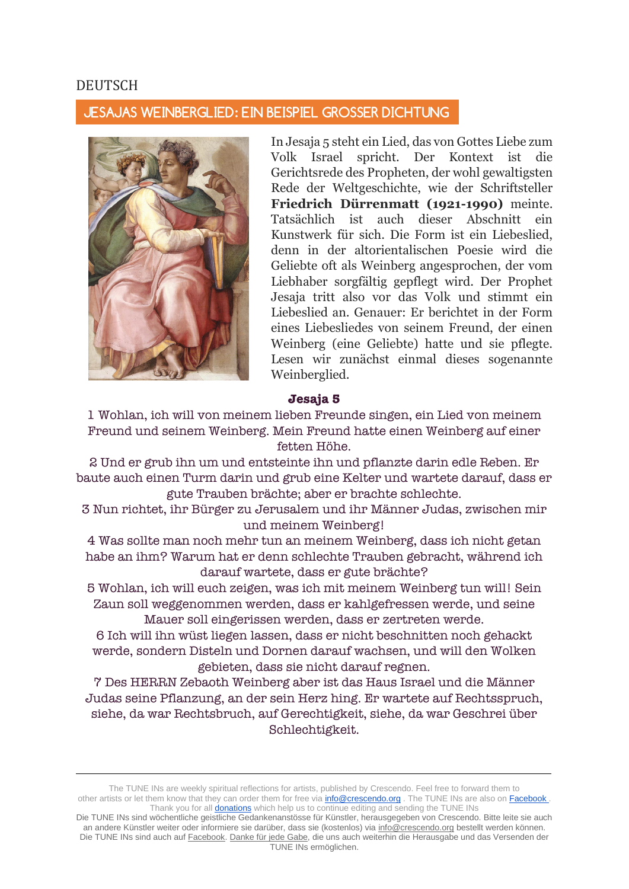DEUTSCH

## JESAJAS WEINBERGLIED: EIN BEISPIEL GROSSER DICHTUNG

In Jesaja 5 steht ein Lied, das von Gottes Liebe zum Volk Israel spricht. Der Kontext ist die Gerichtsrede des Propheten, der wohl gewaltigsten Rede der Weltgeschichte, wie der Schriftsteller **Friedrich Dürrenmatt (1921-1990)** meinte. Tatsächlich ist auch dieser Abschnitt ein Kunstwerk für sich. Die Form ist ein Liebeslied, denn in der altorientalischen Poesie wird die Geliebte oft als Weinberg angesprochen, der vom Liebhaber sorgfältig gepflegt wird. Der Prophet Jesaja tritt also vor das Volk und stimmt ein Liebeslied an. Genauer: Er berichtet in der Form eines Liebesliedes von seinem Freund, der einen Weinberg (eine Geliebte) hatte und sie pflegte. Lesen wir zunächst einmal dieses sogenannte Weinberglied.

**Jesaja 5**

1 Wohlan, ich will von meinem lieben Freunde singen, ein Lied von meinem Freund und seinem Weinberg. Mein Freund hatte einen Weinberg auf einer fetten Höhe.

2 Und er grub ihn um und entsteinte ihn und pflanzte darin edle Reben. Er baute auch einen Turm darin und grub eine Kelter und wartete darauf, dass er gute Trauben brächte; aber er brachte schlechte.

3 Nun richtet, ihr Bürger zu Jerusalem und ihr Männer Judas, zwischen mir und meinem Weinberg!

4 Was sollte man noch mehr tun an meinem Weinberg, dass ich nicht getan habe an ihm? Warum hat er denn schlechte Trauben gebracht, während ich darauf wartete, dass er gute brächte?

5 Wohlan, ich will euch zeigen, was ich mit meinem Weinberg tun will! Sein Zaun soll weggenommen werden, dass er kahlgefressen werde, und seine Mauer soll eingerissen werden, dass er zertreten werde.

6 Ich will ihn wüst liegen lassen, dass er nicht beschnitten noch gehackt werde, sondern Disteln und Dornen darauf wachsen, und will den Wolken gebieten, dass sie nicht darauf regnen.

7 Des HERRN Zebaoth Weinberg aber ist das Haus Israel und die Männer Judas seine Pflanzung, an der sein Herz hing. Er wartete auf Rechtsspruch, siehe, da war Rechtsbruch, auf Gerechtigkeit, siehe, da war Geschrei über Schlechtigkeit.

---

The TUNE INs are weekly spiritual reflections for artists, published by Crescendo. Feel free to forward them to other artists or let them know that they can order them for free via info@crescendo.org . The TUNE INs are also on Facebook . Thank you for all donations which help us to continue editing and sending the TUNE INs

Die TUNE INs sind wöchentliche geistliche Gedankenanstösse für Künstler, herausgegeben von Crescendo. Bitte leite sie auch an andere Künstler weiter oder informiere sie darüber, dass sie (kostenlos) via info@crescendo.org bestellt werden können. Die TUNE INs sind auch auf Facebook. Danke für jede Gabe, die uns auch weiterhin die Herausgabe und das Versenden der TUNE INs ermöglichen.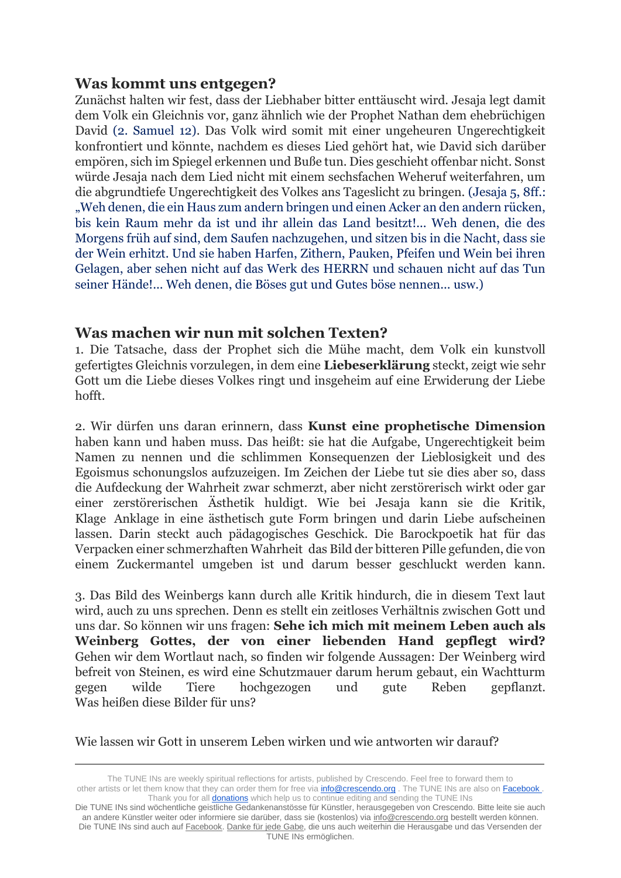## Was kommt uns entgegen?

Zunächst halten wir fest, dass der Liebhaber bitter enttäuscht wird. Jesaja legt damit dem Volk ein Gleichnis vor, ganz ähnlich wie der Prophet Nathan dem ehebrüchigen David (2. Samuel 12). Das Volk wird somit mit einer ungeheuren Ungerechtigkeit konfrontiert und könnte, nachdem es dieses Lied gehört hat, wie David sich darüber empören, sich im Spiegel erkennen und Buße tun. Dies geschieht offenbar nicht. Sonst würde Jesaja nach dem Lied nicht mit einem sechsfachen Weheruf weiterfahren, um die abgrundtiefe Ungerechtigkeit des Volkes ans Tageslicht zu bringen. (Jesaja 5, 8ff.: „Weh denen, die ein Haus zum andern bringen und einen Acker an den andern rücken, bis kein Raum mehr da ist und ihr allein das Land besitzt!... Weh denen, die des Morgens früh auf sind, dem Saufen nachzugehen, und sitzen bis in die Nacht, dass sie der Wein erhitzt. Und sie haben Harfen, Zithern, Pauken, Pfeifen und Wein bei ihren Gelagen, aber sehen nicht auf das Werk des HERRN und schauen nicht auf das Tun seiner Hände!... Weh denen, die Böses gut und Gutes böse nennen... usw.)

## Was machen wir nun mit solchen Texten?

1. Die Tatsache, dass der Prophet sich die Mühe macht, dem Volk ein kunstvoll gefertigtes Gleichnis vorzulegen, in dem eine **Liebeserklärung** steckt, zeigt wie sehr Gott um die Liebe dieses Volkes ringt und insgeheim auf eine Erwiderung der Liebe hofft.

2. Wir dürfen uns daran erinnern, dass **Kunst eine prophetische Dimension** haben kann und haben muss. Das heißt: sie hat die Aufgabe, Ungerechtigkeit beim Namen zu nennen und die schlimmen Konsequenzen der Lieblosigkeit und des Egoismus schonungslos aufzuzeigen. Im Zeichen der Liebe tut sie dies aber so, dass die Aufdeckung der Wahrheit zwar schmerzt, aber nicht zerstörerisch wirkt oder gar einer zerstörerischen Ästhetik huldigt. Wie bei Jesaja kann sie die Kritik, Klage Anklage in eine ästhetisch gute Form bringen und darin Liebe aufscheinen lassen. Darin steckt auch pädagogisches Geschick. Die Barockpoetik hat für das Verpacken einer schmerzhaften Wahrheit das Bild der bitteren Pille gefunden, die von einem Zuckermantel umgeben ist und darum besser geschluckt werden kann.

3. Das Bild des Weinbergs kann durch alle Kritik hindurch, die in diesem Text laut wird, auch zu uns sprechen. Denn es stellt ein zeitloses Verhältnis zwischen Gott und uns dar. So können wir uns fragen: **Sehe ich mich mit meinem Leben auch als Weinberg Gottes, der von einer liebenden Hand gepflegt wird?** Gehen wir dem Wortlaut nach, so finden wir folgende Aussagen: Der Weinberg wird befreit von Steinen, es wird eine Schutzmauer darum herum gebaut, ein Wachtturm gegen wilde Tiere hochgezogen und gute Reben gepflanzt. Was heißen diese Bilder für uns?

Wie lassen wir Gott in unserem Leben wirken und wie antworten wir darauf?

---

The TUNE INs are weekly spiritual reflections for artists, published by Crescendo. Feel free to forward them to other artists or let them know that they can order them for free via info@crescendo.org . The TUNE INs are also on Facebook . Thank you for all donations which help us to continue editing and sending the TUNE INs

Die TUNE INs sind wöchentliche geistliche Gedankenanstösse für Künstler, herausgegeben von Crescendo. Bitte leite sie auch an andere Künstler weiter oder informiere sie darüber, dass sie (kostenlos) via info@crescendo.org bestellt werden können. Die TUNE INs sind auch auf Facebook. Danke für jede Gabe, die uns auch weiterhin die Herausgabe und das Versenden der TUNE INs ermöglichen.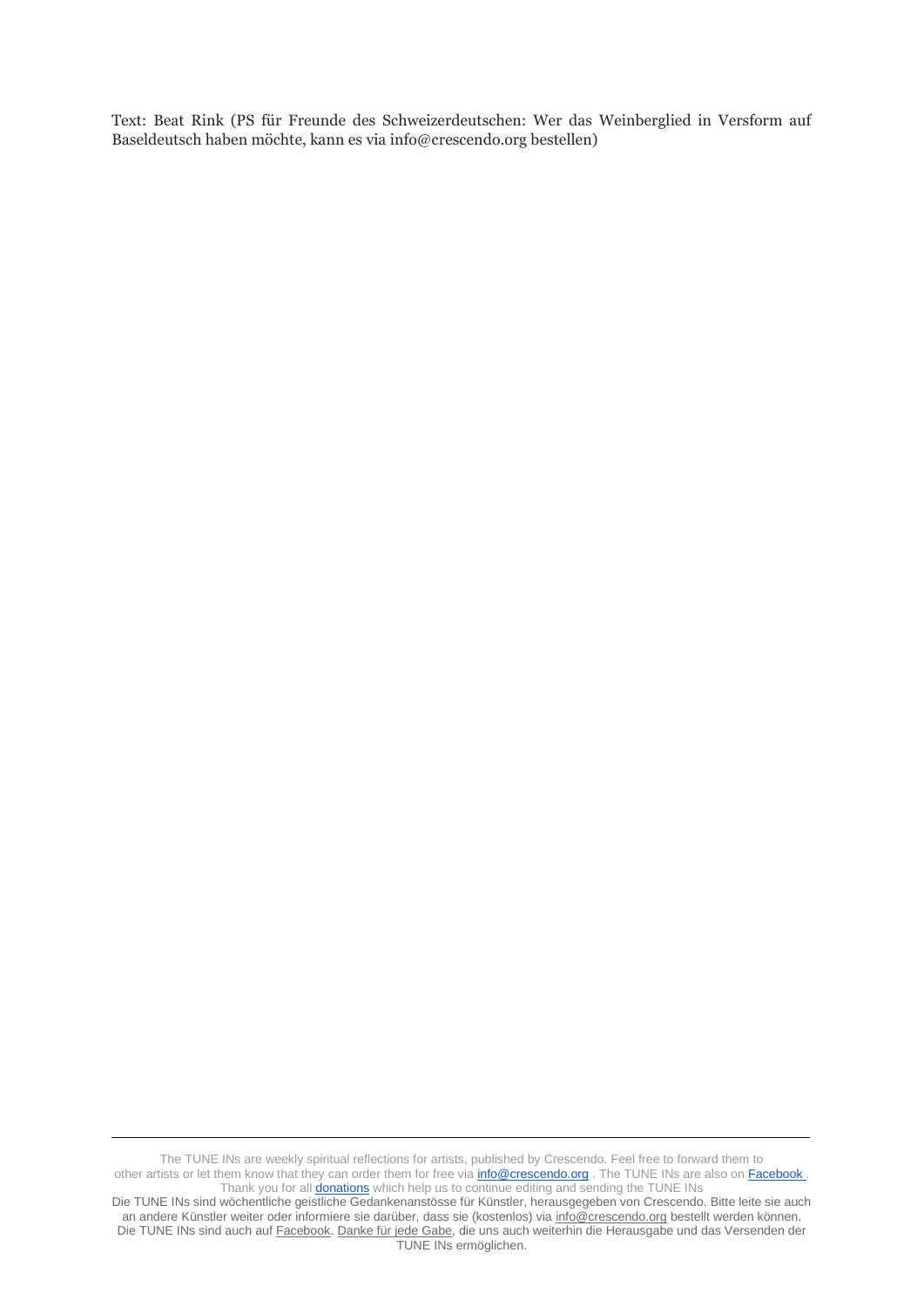Text: Beat Rink (PS für Freunde des Schweizerdeutschen: Wer das Weinberglied in Versform auf Baseldeutsch haben möchte, kann es via info@crescendo.org bestellen)

---

The TUNE INs are weekly spiritual reflections for artists, published by Crescendo. Feel free to forward them to other artists or let them know that they can order them for free via info@crescendo.org . The TUNE INs are also on Facebook . Thank you for all donations which help us to continue editing and sending the TUNE INs

Die TUNE INs sind wöchentliche geistliche Gedankenanstösse für Künstler, herausgegeben von Crescendo. Bitte leite sie auch an andere Künstler weiter oder informiere sie darüber, dass sie (kostenlos) via info@crescendo.org bestellt werden können. Die TUNE INs sind auch auf Facebook. Danke für jede Gabe, die uns auch weiterhin die Herausgabe und das Versenden der TUNE INs ermöglichen.